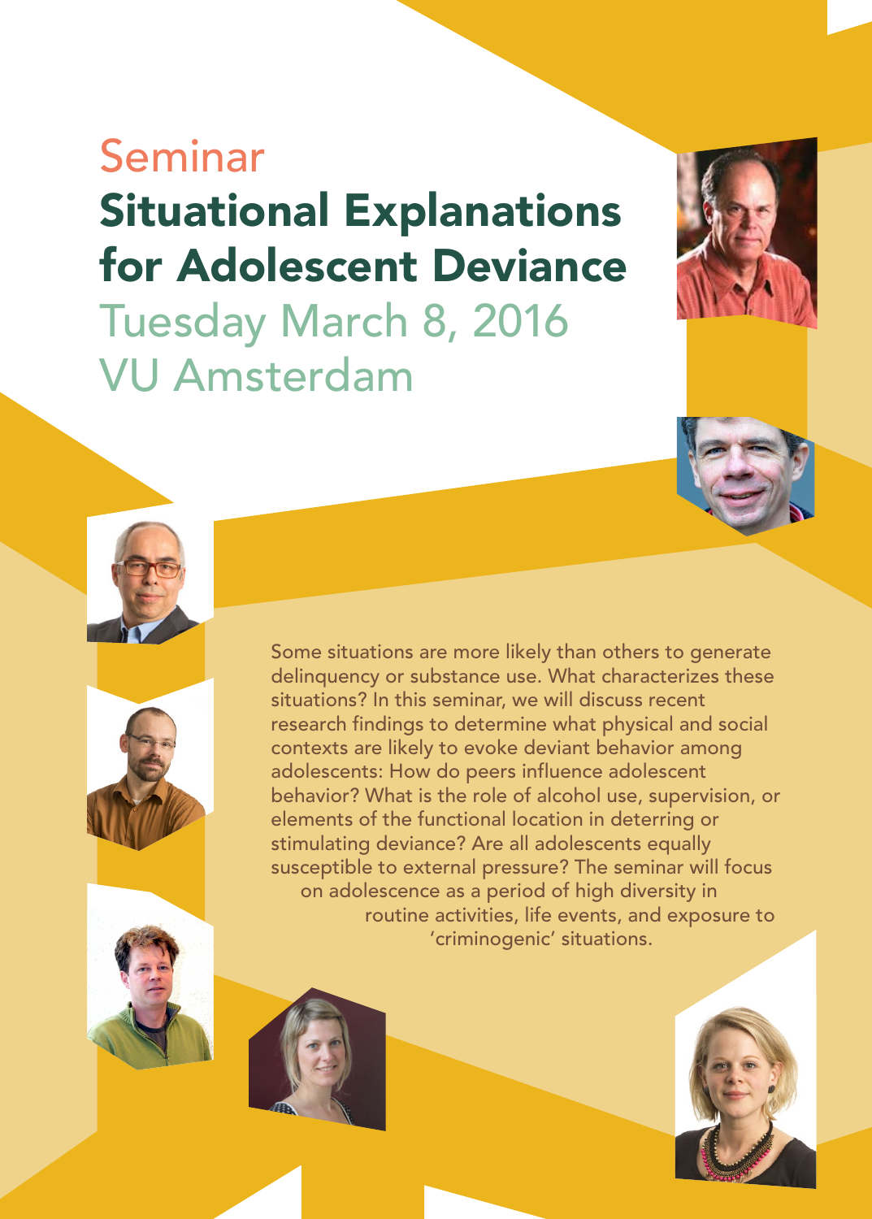Seminar

# Situational Explanations for Adolescent Deviance

Tuesday March 8, 2016

VU Amsterdam

Some situations are more likely than others to generate delinquency or substance use. What characterizes these situations? In this seminar, we will discuss recent research findings to determine what physical and social contexts are likely to evoke deviant behavior among adolescents: How do peers influence adolescent behavior? What is the role of alcohol use, supervision, or elements of the functional location in deterring or stimulating deviance? Are all adolescents equally susceptible to external pressure? The seminar will focus on adolescence as a period of high diversity in routine activities, life events, and exposure to 'criminogenic' situations.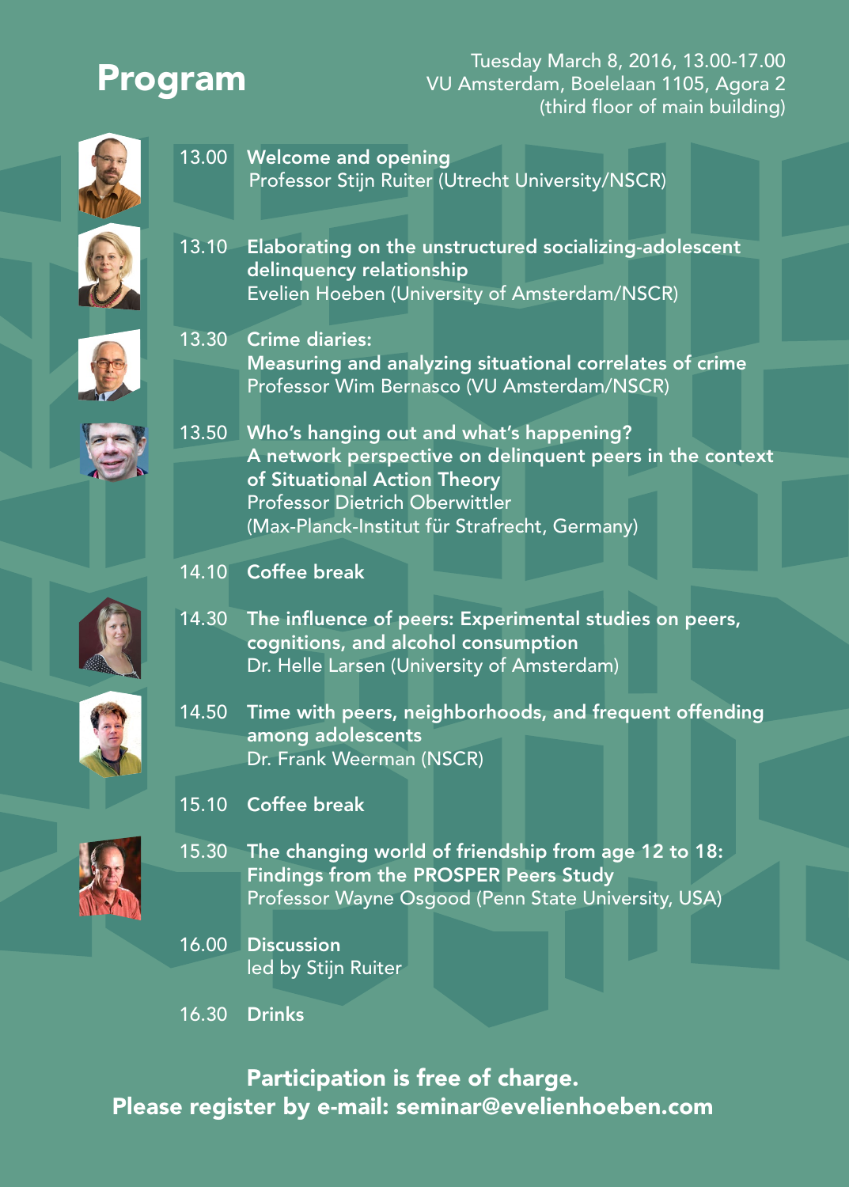# Program

Tuesday March 8, 2016, 13.00-17.00
VU Amsterdam, Boelelaan 1105, Agora 2
(third floor of main building)

13.00 **Welcome and opening**
Professor Stijn Ruiter (Utrecht University/NSCR)

13.10 **Elaborating on the unstructured socializing-adolescent delinquency relationship**
Evelien Hoeben (University of Amsterdam/NSCR)

13.30 **Crime diaries: Measuring and analyzing situational correlates of crime**
Professor Wim Bernasco (VU Amsterdam/NSCR)

13.50 **Who's hanging out and what's happening? A network perspective on delinquent peers in the context of Situational Action Theory**
Professor Dietrich Oberwittler
(Max-Planck-Institut für Strafrecht, Germany)

14.10 **Coffee break**

14.30 **The influence of peers: Experimental studies on peers, cognitions, and alcohol consumption**
Dr. Helle Larsen (University of Amsterdam)

14.50 **Time with peers, neighborhoods, and frequent offending among adolescents**
Dr. Frank Weerman (NSCR)

15.10 **Coffee break**

15.30 **The changing world of friendship from age 12 to 18: Findings from the PROSPER Peers Study**
Professor Wayne Osgood (Penn State University, USA)

16.00 **Discussion**
led by Stijn Ruiter

16.30 **Drinks**

**Participation is free of charge.**
**Please register by e-mail: seminar@evelienhoeben.com**